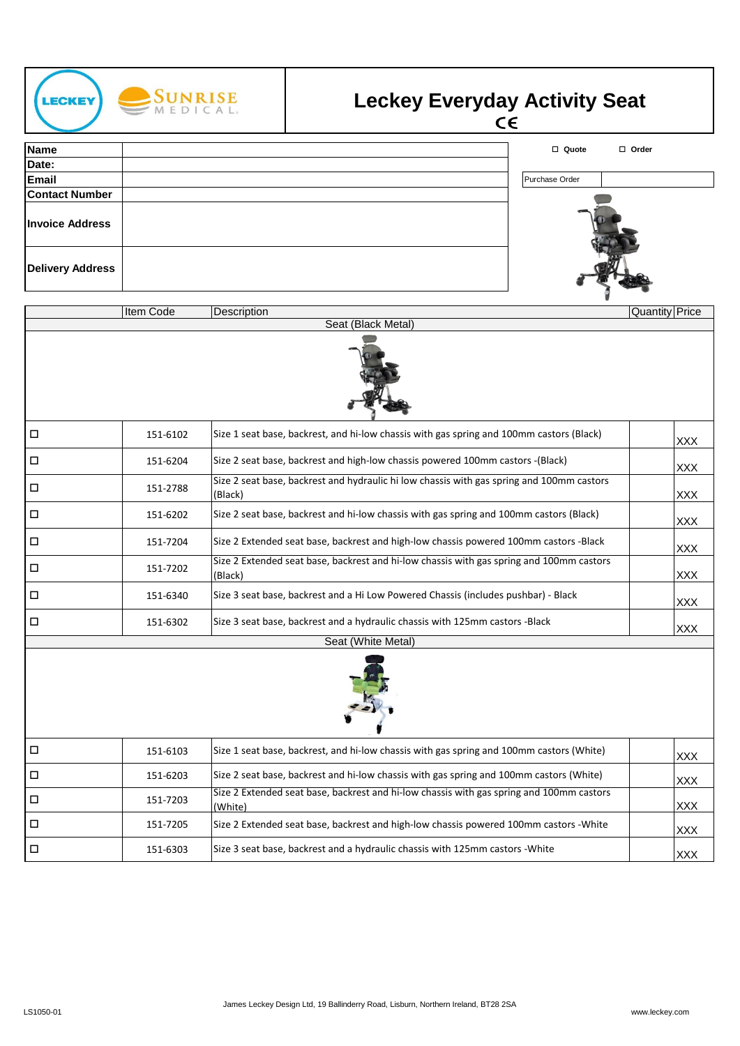# Leckey Everyday Activity Seat

CE

| | |
|---|---|
| **Name** | |
| **Date:** | |
| **Email** | |
| **Contact Number** | |
| **Invoice Address** | |
| **Delivery Address** | |

☐ **Quote** ☐ **Order**

| Purchase Order | |
|---|---|

| | Item Code | Description | Quantity | Price |
|---|---|---|---|---|
| | | **Seat (Black Metal)** | | |
| ☐ | 151-6102 | Size 1 seat base, backrest, and hi-low chassis with gas spring and 100mm castors (Black) | | XXX |
| ☐ | 151-6204 | Size 2 seat base, backrest and high-low chassis powered 100mm castors -(Black) | | XXX |
| ☐ | 151-2788 | Size 2 seat base, backrest and hydraulic hi low chassis with gas spring and 100mm castors (Black) | | XXX |
| ☐ | 151-6202 | Size 2 seat base, backrest and hi-low chassis with gas spring and 100mm castors (Black) | | XXX |
| ☐ | 151-7204 | Size 2 Extended seat base, backrest and high-low chassis powered 100mm castors -Black | | XXX |
| ☐ | 151-7202 | Size 2 Extended seat base, backrest and hi-low chassis with gas spring and 100mm castors (Black) | | XXX |
| ☐ | 151-6340 | Size 3 seat base, backrest and a Hi Low Powered Chassis (includes pushbar) - Black | | XXX |
| ☐ | 151-6302 | Size 3 seat base, backrest and a hydraulic chassis with 125mm castors -Black | | XXX |
| | | **Seat (White Metal)** | | |
| ☐ | 151-6103 | Size 1 seat base, backrest, and hi-low chassis with gas spring and 100mm castors (White) | | XXX |
| ☐ | 151-6203 | Size 2 seat base, backrest and hi-low chassis with gas spring and 100mm castors (White) | | XXX |
| ☐ | 151-7203 | Size 2 Extended seat base, backrest and hi-low chassis with gas spring and 100mm castors (White) | | XXX |
| ☐ | 151-7205 | Size 2 Extended seat base, backrest and high-low chassis powered 100mm castors -White | | XXX |
| ☐ | 151-6303 | Size 3 seat base, backrest and a hydraulic chassis with 125mm castors -White | | XXX |

LS1050-01

James Leckey Design Ltd, 19 Ballinderry Road, Lisburn, Northern Ireland, BT28 2SA

www.leckey.com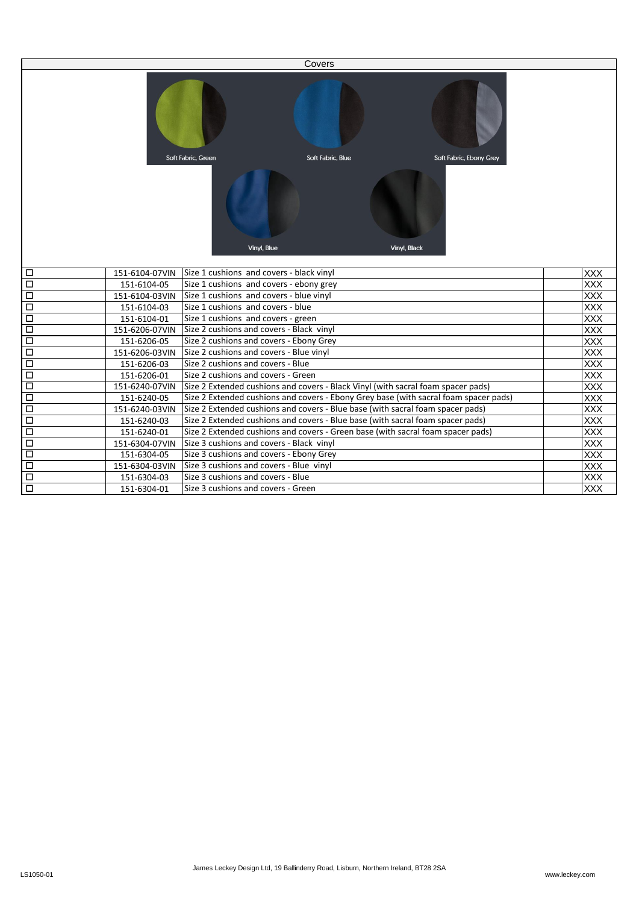## Covers

Soft Fabric, Green

Soft Fabric, Blue

Soft Fabric, Ebony Grey

Vinyl, Blue

Vinyl, Black

| | | | | |
|---|---|---|---|---|
| ☐ | 151-6104-07VIN | Size 1 cushions and covers - black vinyl | | XXX |
| ☐ | 151-6104-05 | Size 1 cushions and covers - ebony grey | | XXX |
| ☐ | 151-6104-03VIN | Size 1 cushions and covers - blue vinyl | | XXX |
| ☐ | 151-6104-03 | Size 1 cushions and covers - blue | | XXX |
| ☐ | 151-6104-01 | Size 1 cushions and covers - green | | XXX |
| ☐ | 151-6206-07VIN | Size 2 cushions and covers - Black vinyl | | XXX |
| ☐ | 151-6206-05 | Size 2 cushions and covers - Ebony Grey | | XXX |
| ☐ | 151-6206-03VIN | Size 2 cushions and covers - Blue vinyl | | XXX |
| ☐ | 151-6206-03 | Size 2 cushions and covers - Blue | | XXX |
| ☐ | 151-6206-01 | Size 2 cushions and covers - Green | | XXX |
| ☐ | 151-6240-07VIN | Size 2 Extended cushions and covers - Black Vinyl (with sacral foam spacer pads) | | XXX |
| ☐ | 151-6240-05 | Size 2 Extended cushions and covers - Ebony Grey base (with sacral foam spacer pads) | | XXX |
| ☐ | 151-6240-03VIN | Size 2 Extended cushions and covers - Blue base (with sacral foam spacer pads) | | XXX |
| ☐ | 151-6240-03 | Size 2 Extended cushions and covers - Blue base (with sacral foam spacer pads) | | XXX |
| ☐ | 151-6240-01 | Size 2 Extended cushions and covers - Green base (with sacral foam spacer pads) | | XXX |
| ☐ | 151-6304-07VIN | Size 3 cushions and covers - Black vinyl | | XXX |
| ☐ | 151-6304-05 | Size 3 cushions and covers - Ebony Grey | | XXX |
| ☐ | 151-6304-03VIN | Size 3 cushions and covers - Blue vinyl | | XXX |
| ☐ | 151-6304-03 | Size 3 cushions and covers - Blue | | XXX |
| ☐ | 151-6304-01 | Size 3 cushions and covers - Green | | XXX |

LS1050-01

James Leckey Design Ltd, 19 Ballinderry Road, Lisburn, Northern Ireland, BT28 2SA

www.leckey.com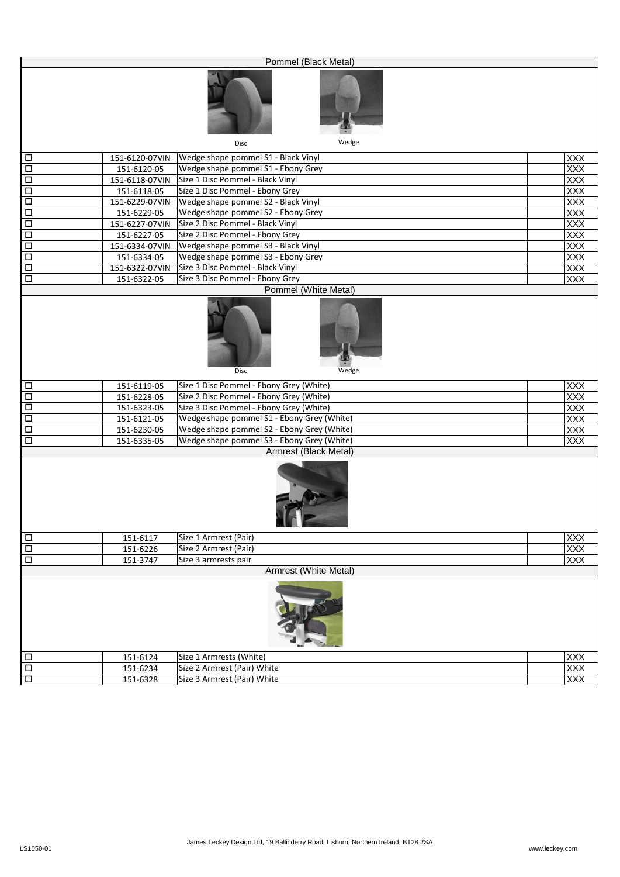## Pommel (Black Metal)

Disc Wedge

| | | | | |
|---|---|---|---|---|
| ☐ | 151-6120-07VIN | Wedge shape pommel S1 - Black Vinyl | | XXX |
| ☐ | 151-6120-05 | Wedge shape pommel S1 - Ebony Grey | | XXX |
| ☐ | 151-6118-07VIN | Size 1 Disc Pommel - Black Vinyl | | XXX |
| ☐ | 151-6118-05 | Size 1 Disc Pommel - Ebony Grey | | XXX |
| ☐ | 151-6229-07VIN | Wedge shape pommel S2 - Black Vinyl | | XXX |
| ☐ | 151-6229-05 | Wedge shape pommel S2 - Ebony Grey | | XXX |
| ☐ | 151-6227-07VIN | Size 2 Disc Pommel - Black Vinyl | | XXX |
| ☐ | 151-6227-05 | Size 2 Disc Pommel - Ebony Grey | | XXX |
| ☐ | 151-6334-07VIN | Wedge shape pommel S3 - Black Vinyl | | XXX |
| ☐ | 151-6334-05 | Wedge shape pommel S3 - Ebony Grey | | XXX |
| ☐ | 151-6322-07VIN | Size 3 Disc Pommel - Black Vinyl | | XXX |
| ☐ | 151-6322-05 | Size 3 Disc Pommel - Ebony Grey | | XXX |

## Pommel (White Metal)

Disc Wedge

| | | | | |
|---|---|---|---|---|
| ☐ | 151-6119-05 | Size 1 Disc Pommel - Ebony Grey (White) | | XXX |
| ☐ | 151-6228-05 | Size 2 Disc Pommel - Ebony Grey (White) | | XXX |
| ☐ | 151-6323-05 | Size 3 Disc Pommel - Ebony Grey (White) | | XXX |
| ☐ | 151-6121-05 | Wedge shape pommel S1 - Ebony Grey (White) | | XXX |
| ☐ | 151-6230-05 | Wedge shape pommel S2 - Ebony Grey (White) | | XXX |
| ☐ | 151-6335-05 | Wedge shape pommel S3 - Ebony Grey (White) | | XXX |

## Armrest (Black Metal)

| | | | | |
|---|---|---|---|---|
| ☐ | 151-6117 | Size 1 Armrest (Pair) | | XXX |
| ☐ | 151-6226 | Size 2 Armrest (Pair) | | XXX |
| ☐ | 151-3747 | Size 3 armrests pair | | XXX |

## Armrest (White Metal)

| | | | | |
|---|---|---|---|---|
| ☐ | 151-6124 | Size 1 Armrests (White) | | XXX |
| ☐ | 151-6234 | Size 2 Armrest (Pair) White | | XXX |
| ☐ | 151-6328 | Size 3 Armrest (Pair) White | | XXX |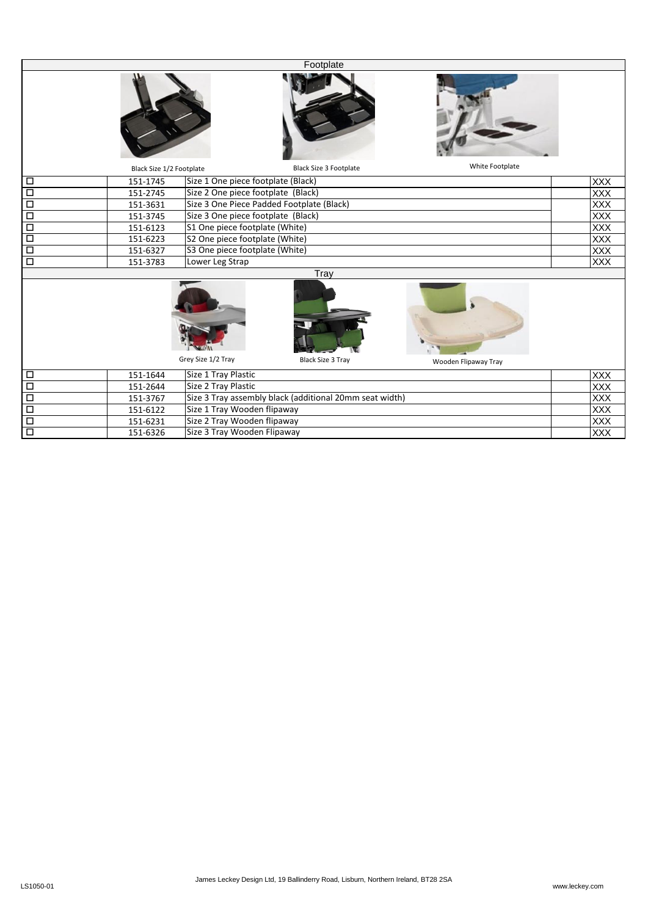## Footplate

Black Size 1/2 Footplate | Black Size 3 Footplate | White Footplate

| | | | | |
|---|---|---|---|---|
| ☐ | 151-1745 | Size 1 One piece footplate (Black) | | XXX |
| ☐ | 151-2745 | Size 2 One piece footplate (Black) | | XXX |
| ☐ | 151-3631 | Size 3 One Piece Padded Footplate (Black) | | XXX |
| ☐ | 151-3745 | Size 3 One piece footplate (Black) | | XXX |
| ☐ | 151-6123 | S1 One piece footplate (White) | | XXX |
| ☐ | 151-6223 | S2 One piece footplate (White) | | XXX |
| ☐ | 151-6327 | S3 One piece footplate (White) | | XXX |
| ☐ | 151-3783 | Lower Leg Strap | | XXX |

## Tray

Grey Size 1/2 Tray | Black Size 3 Tray | Wooden Flipaway Tray

| | | | | |
|---|---|---|---|---|
| ☐ | 151-1644 | Size 1 Tray Plastic | | XXX |
| ☐ | 151-2644 | Size 2 Tray Plastic | | XXX |
| ☐ | 151-3767 | Size 3 Tray assembly black (additional 20mm seat width) | | XXX |
| ☐ | 151-6122 | Size 1 Tray Wooden flipaway | | XXX |
| ☐ | 151-6231 | Size 2 Tray Wooden flipaway | | XXX |
| ☐ | 151-6326 | Size 3 Tray Wooden Flipaway | | XXX |

LS1050-01

James Leckey Design Ltd, 19 Ballinderry Road, Lisburn, Northern Ireland, BT28 2SA

www.leckey.com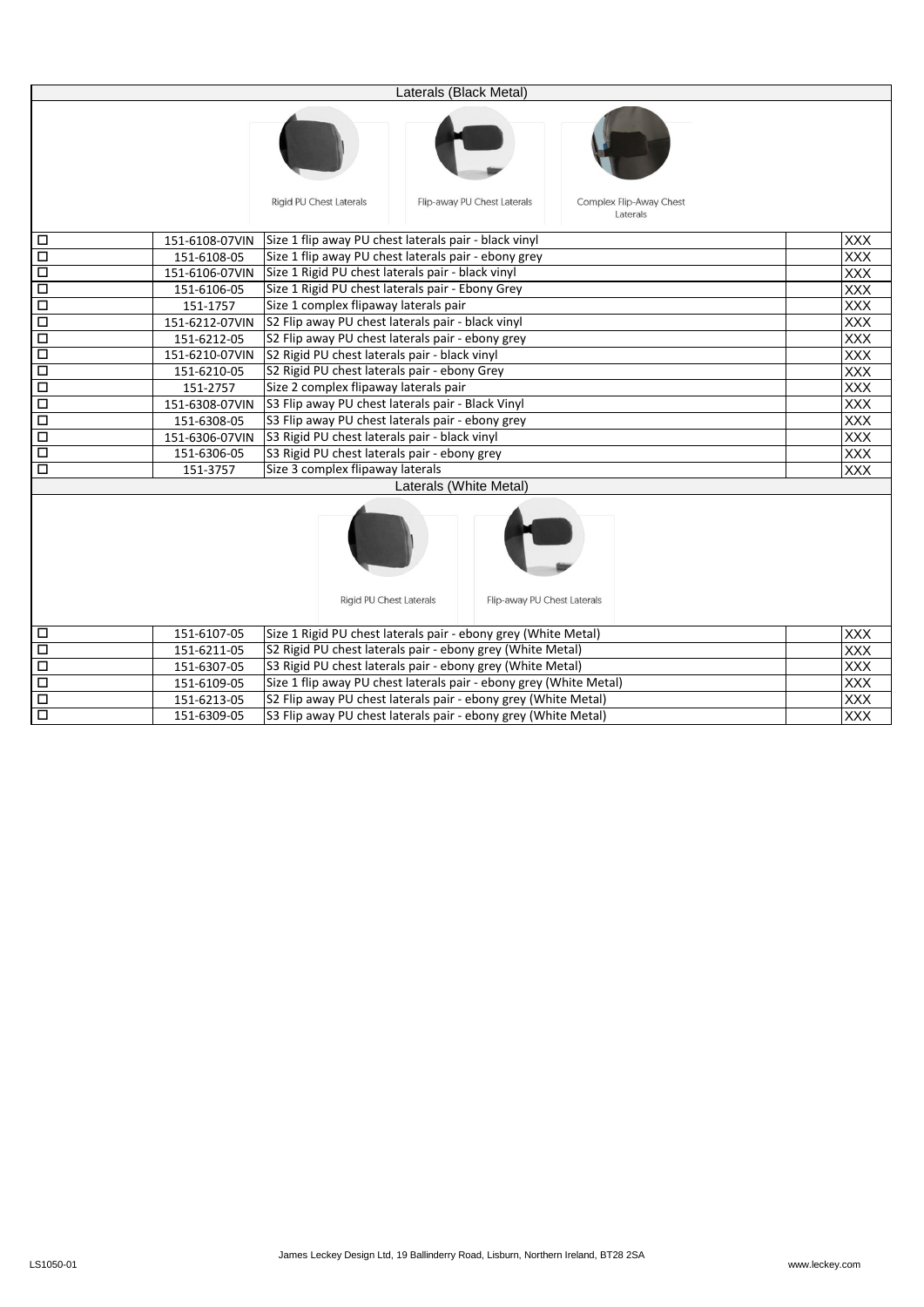| Laterals (Black Metal) | | | | |
|---|---|---|---|---|
| Rigid PU Chest Laterals / Flip-away PU Chest Laterals / Complex Flip-Away Chest Laterals | | | | |
| ☐ | 151-6108-07VIN | Size 1 flip away PU chest laterals pair - black vinyl | | XXX |
| ☐ | 151-6108-05 | Size 1 flip away PU chest laterals pair - ebony grey | | XXX |
| ☐ | 151-6106-07VIN | Size 1 Rigid PU chest laterals pair - black vinyl | | XXX |
| ☐ | 151-6106-05 | Size 1 Rigid PU chest laterals pair - Ebony Grey | | XXX |
| ☐ | 151-1757 | Size 1 complex flipaway laterals pair | | XXX |
| ☐ | 151-6212-07VIN | S2 Flip away PU chest laterals pair - black vinyl | | XXX |
| ☐ | 151-6212-05 | S2 Flip away PU chest laterals pair - ebony grey | | XXX |
| ☐ | 151-6210-07VIN | S2 Rigid PU chest laterals pair - black vinyl | | XXX |
| ☐ | 151-6210-05 | S2 Rigid PU chest laterals pair - ebony Grey | | XXX |
| ☐ | 151-2757 | Size 2 complex flipaway laterals pair | | XXX |
| ☐ | 151-6308-07VIN | S3 Flip away PU chest laterals pair - Black Vinyl | | XXX |
| ☐ | 151-6308-05 | S3 Flip away PU chest laterals pair - ebony grey | | XXX |
| ☐ | 151-6306-07VIN | S3 Rigid PU chest laterals pair - black vinyl | | XXX |
| ☐ | 151-6306-05 | S3 Rigid PU chest laterals pair - ebony grey | | XXX |
| ☐ | 151-3757 | Size 3 complex flipaway laterals | | XXX |
| **Laterals (White Metal)** | | | | |
| Rigid PU Chest Laterals / Flip-away PU Chest Laterals | | | | |
| ☐ | 151-6107-05 | Size 1 Rigid PU chest laterals pair - ebony grey (White Metal) | | XXX |
| ☐ | 151-6211-05 | S2 Rigid PU chest laterals pair - ebony grey (White Metal) | | XXX |
| ☐ | 151-6307-05 | S3 Rigid PU chest laterals pair - ebony grey (White Metal) | | XXX |
| ☐ | 151-6109-05 | Size 1 flip away PU chest laterals pair - ebony grey (White Metal) | | XXX |
| ☐ | 151-6213-05 | S2 Flip away PU chest laterals pair - ebony grey (White Metal) | | XXX |
| ☐ | 151-6309-05 | S3 Flip away PU chest laterals pair - ebony grey (White Metal) | | XXX |

LS1050-01

James Leckey Design Ltd, 19 Ballinderry Road, Lisburn, Northern Ireland, BT28 2SA

www.leckey.com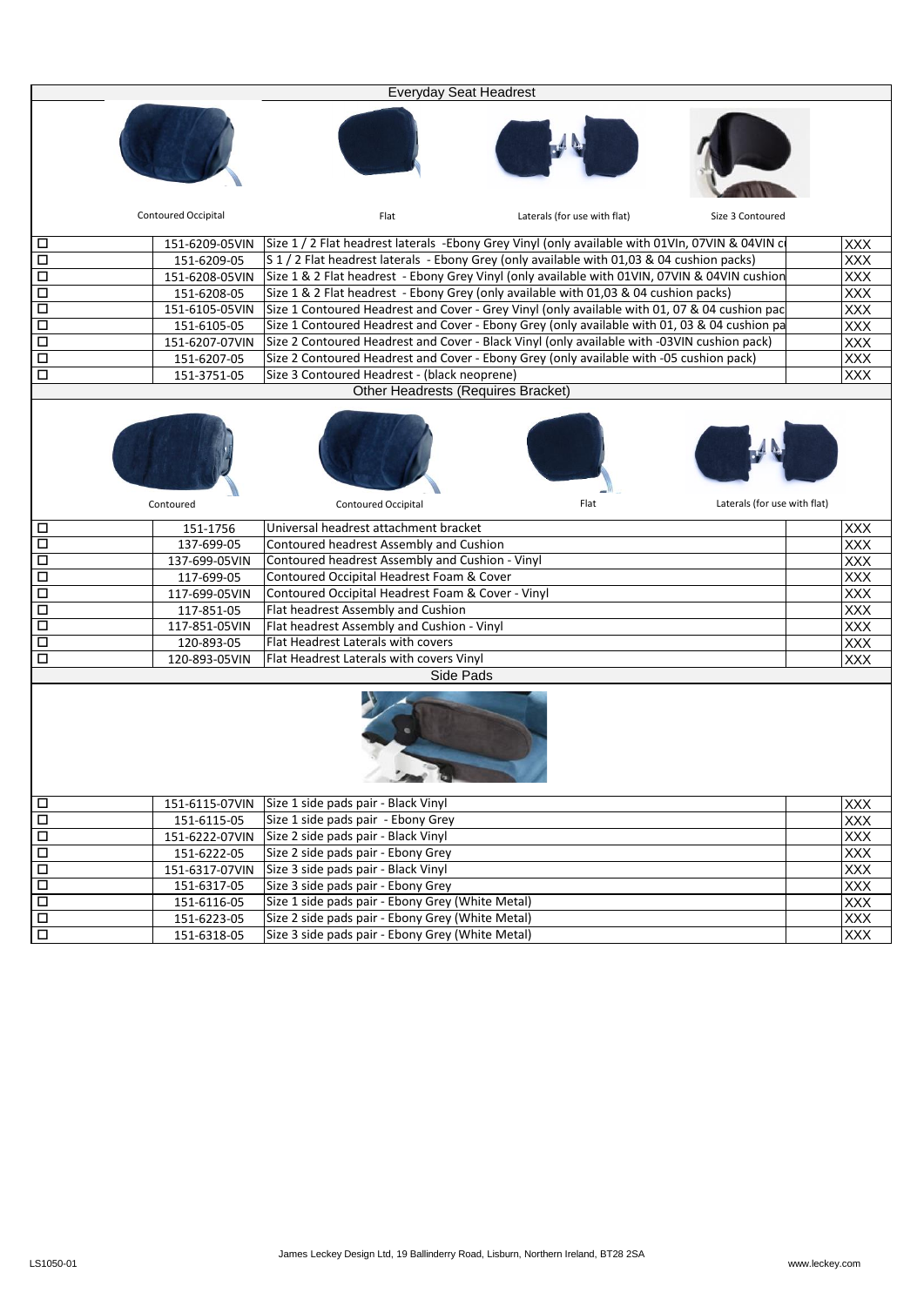## Everyday Seat Headrest

Contoured Occipital | Flat | Laterals (for use with flat) | Size 3 Contoured

| | Part No. | Description | | Price |
|---|---|---|---|---|
| ☐ | 151-6209-05VIN | Size 1 / 2 Flat headrest laterals -Ebony Grey Vinyl (only available with 01VIn, 07VIN & 04VIN c | | XXX |
| ☐ | 151-6209-05 | S 1 / 2 Flat headrest laterals - Ebony Grey (only available with 01,03 & 04 cushion packs) | | XXX |
| ☐ | 151-6208-05VIN | Size 1 & 2 Flat headrest - Ebony Grey Vinyl (only available with 01VIN, 07VIN & 04VIN cushion | | XXX |
| ☐ | 151-6208-05 | Size 1 & 2 Flat headrest - Ebony Grey (only available with 01,03 & 04 cushion packs) | | XXX |
| ☐ | 151-6105-05VIN | Size 1 Contoured Headrest and Cover - Grey Vinyl (only available with 01, 07 & 04 cushion pac | | XXX |
| ☐ | 151-6105-05 | Size 1 Contoured Headrest and Cover - Ebony Grey (only available with 01, 03 & 04 cushion pa | | XXX |
| ☐ | 151-6207-07VIN | Size 2 Contoured Headrest and Cover - Black Vinyl (only available with -03VIN cushion pack) | | XXX |
| ☐ | 151-6207-05 | Size 2 Contoured Headrest and Cover - Ebony Grey (only available with -05 cushion pack) | | XXX |
| ☐ | 151-3751-05 | Size 3 Contoured Headrest - (black neoprene) | | XXX |

## Other Headrests (Requires Bracket)

Contoured | Contoured Occipital | Flat | Laterals (for use with flat)

| | Part No. | Description | | Price |
|---|---|---|---|---|
| ☐ | 151-1756 | Universal headrest attachment bracket | | XXX |
| ☐ | 137-699-05 | Contoured headrest Assembly and Cushion | | XXX |
| ☐ | 137-699-05VIN | Contoured headrest Assembly and Cushion - Vinyl | | XXX |
| ☐ | 117-699-05 | Contoured Occipital Headrest Foam & Cover | | XXX |
| ☐ | 117-699-05VIN | Contoured Occipital Headrest Foam & Cover - Vinyl | | XXX |
| ☐ | 117-851-05 | Flat headrest Assembly and Cushion | | XXX |
| ☐ | 117-851-05VIN | Flat headrest Assembly and Cushion - Vinyl | | XXX |
| ☐ | 120-893-05 | Flat Headrest Laterals with covers | | XXX |
| ☐ | 120-893-05VIN | Flat Headrest Laterals with covers Vinyl | | XXX |

## Side Pads

| | Part No. | Description | | Price |
|---|---|---|---|---|
| ☐ | 151-6115-07VIN | Size 1 side pads pair - Black Vinyl | | XXX |
| ☐ | 151-6115-05 | Size 1 side pads pair - Ebony Grey | | XXX |
| ☐ | 151-6222-07VIN | Size 2 side pads pair - Black Vinyl | | XXX |
| ☐ | 151-6222-05 | Size 2 side pads pair - Ebony Grey | | XXX |
| ☐ | 151-6317-07VIN | Size 3 side pads pair - Black Vinyl | | XXX |
| ☐ | 151-6317-05 | Size 3 side pads pair - Ebony Grey | | XXX |
| ☐ | 151-6116-05 | Size 1 side pads pair - Ebony Grey (White Metal) | | XXX |
| ☐ | 151-6223-05 | Size 2 side pads pair - Ebony Grey (White Metal) | | XXX |
| ☐ | 151-6318-05 | Size 3 side pads pair - Ebony Grey (White Metal) | | XXX |

LS1050-01

James Leckey Design Ltd, 19 Ballinderry Road, Lisburn, Northern Ireland, BT28 2SA

www.leckey.com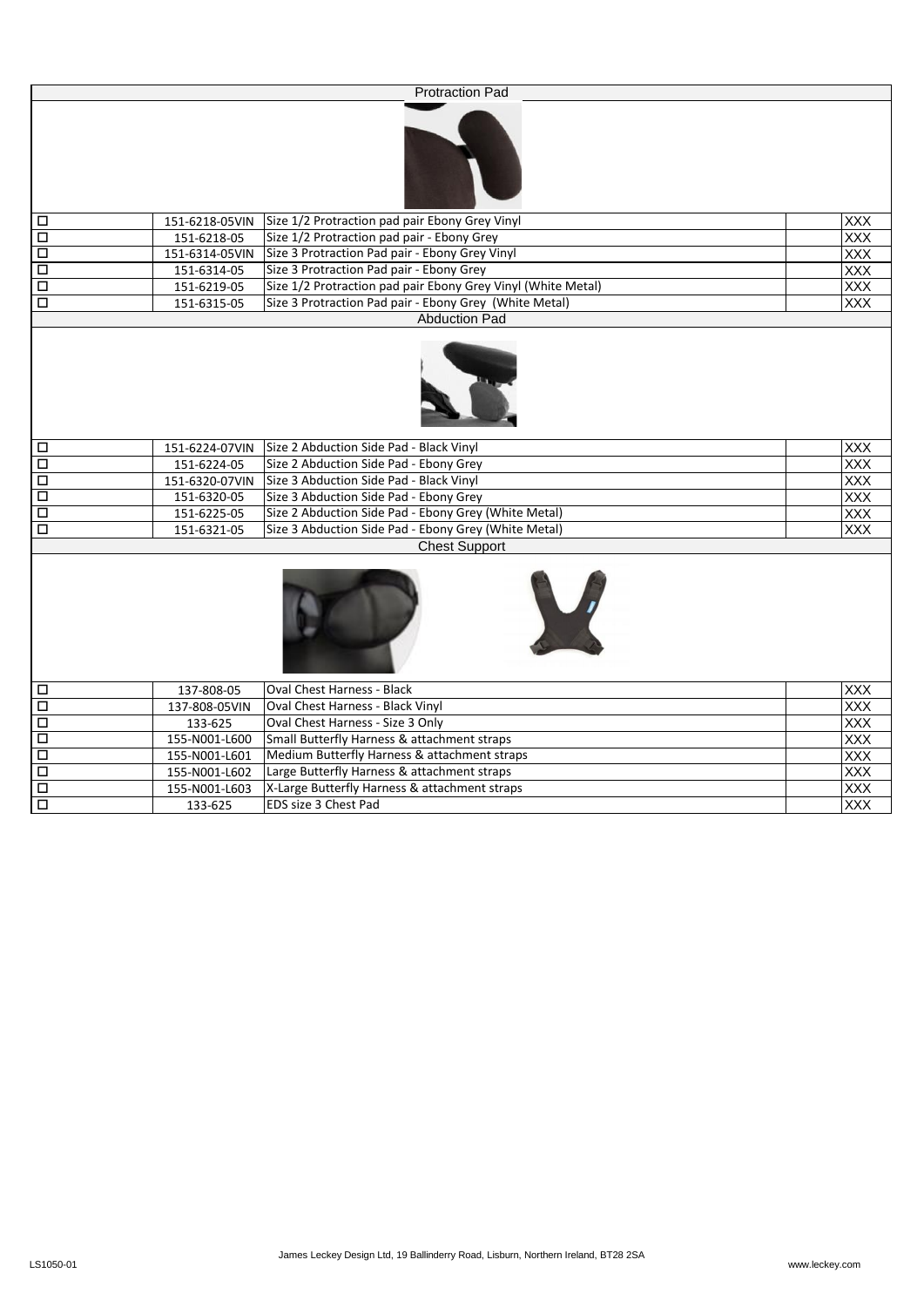| Protraction Pad | | | | |
|---|---|---|---|---|
| ☐ | 151-6218-05VIN | Size 1/2 Protraction pad pair Ebony Grey Vinyl | | XXX |
| ☐ | 151-6218-05 | Size 1/2 Protraction pad pair - Ebony Grey | | XXX |
| ☐ | 151-6314-05VIN | Size 3 Protraction Pad pair - Ebony Grey Vinyl | | XXX |
| ☐ | 151-6314-05 | Size 3 Protraction Pad pair - Ebony Grey | | XXX |
| ☐ | 151-6219-05 | Size 1/2 Protraction pad pair Ebony Grey Vinyl (White Metal) | | XXX |
| ☐ | 151-6315-05 | Size 3 Protraction Pad pair - Ebony Grey (White Metal) | | XXX |
| **Abduction Pad** | | | | |
| ☐ | 151-6224-07VIN | Size 2 Abduction Side Pad - Black Vinyl | | XXX |
| ☐ | 151-6224-05 | Size 2 Abduction Side Pad - Ebony Grey | | XXX |
| ☐ | 151-6320-07VIN | Size 3 Abduction Side Pad - Black Vinyl | | XXX |
| ☐ | 151-6320-05 | Size 3 Abduction Side Pad - Ebony Grey | | XXX |
| ☐ | 151-6225-05 | Size 2 Abduction Side Pad - Ebony Grey (White Metal) | | XXX |
| ☐ | 151-6321-05 | Size 3 Abduction Side Pad - Ebony Grey (White Metal) | | XXX |
| **Chest Support** | | | | |
| ☐ | 137-808-05 | Oval Chest Harness - Black | | XXX |
| ☐ | 137-808-05VIN | Oval Chest Harness - Black Vinyl | | XXX |
| ☐ | 133-625 | Oval Chest Harness - Size 3 Only | | XXX |
| ☐ | 155-N001-L600 | Small Butterfly Harness & attachment straps | | XXX |
| ☐ | 155-N001-L601 | Medium Butterfly Harness & attachment straps | | XXX |
| ☐ | 155-N001-L602 | Large Butterfly Harness & attachment straps | | XXX |
| ☐ | 155-N001-L603 | X-Large Butterfly Harness & attachment straps | | XXX |
| ☐ | 133-625 | EDS size 3 Chest Pad | | XXX |

LS1050-01

James Leckey Design Ltd, 19 Ballinderry Road, Lisburn, Northern Ireland, BT28 2SA

www.leckey.com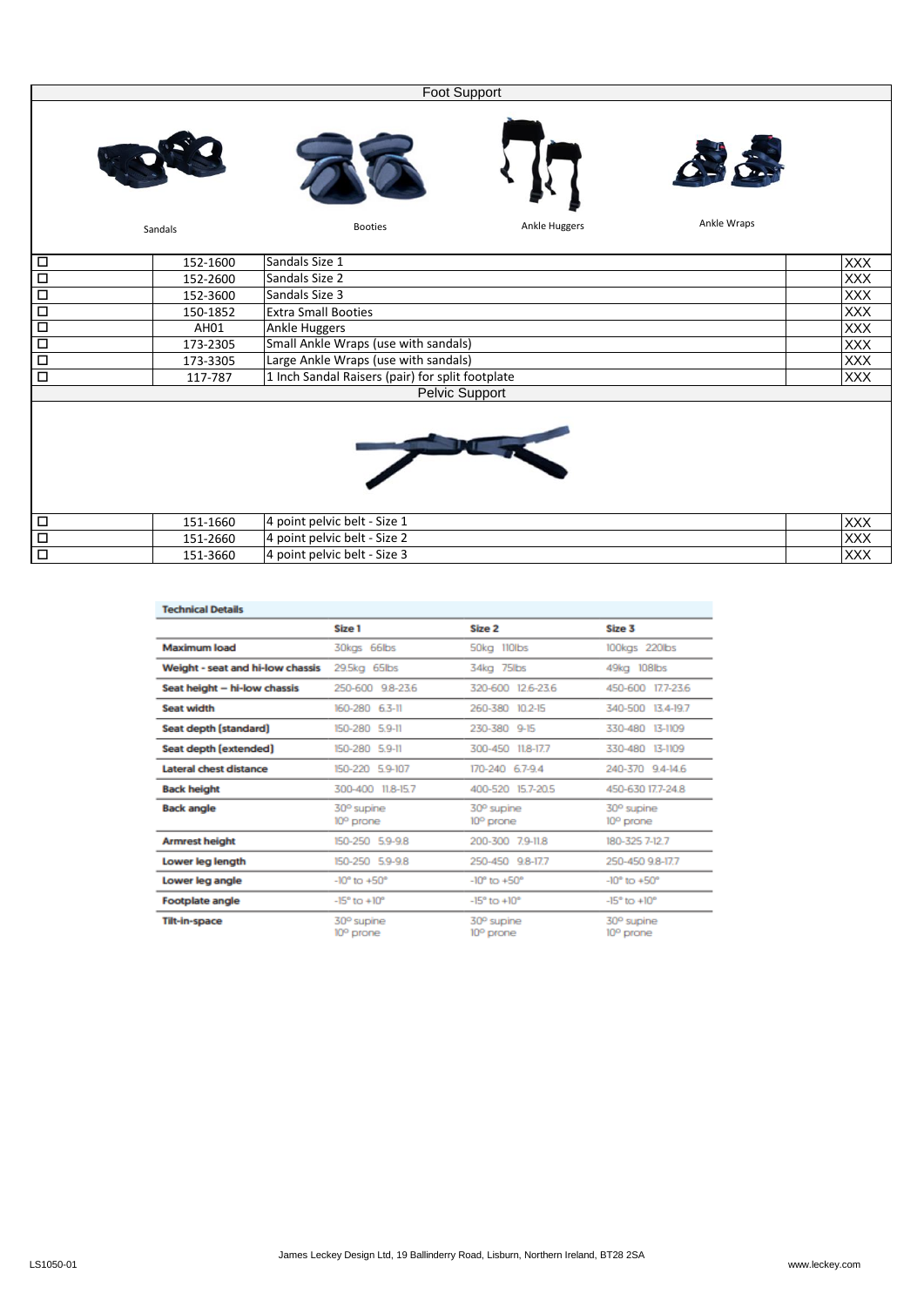## Foot Support

Sandals | Booties | Ankle Huggers | Ankle Wraps

| | | | | |
|---|---|---|---|---|
| ☐ | 152-1600 | Sandals Size 1 | | XXX |
| ☐ | 152-2600 | Sandals Size 2 | | XXX |
| ☐ | 152-3600 | Sandals Size 3 | | XXX |
| ☐ | 150-1852 | Extra Small Booties | | XXX |
| ☐ | AH01 | Ankle Huggers | | XXX |
| ☐ | 173-2305 | Small Ankle Wraps (use with sandals) | | XXX |
| ☐ | 173-3305 | Large Ankle Wraps (use with sandals) | | XXX |
| ☐ | 117-787 | 1 Inch Sandal Raisers (pair) for split footplate | | XXX |

## Pelvic Support

| | | | | |
|---|---|---|---|---|
| ☐ | 151-1660 | 4 point pelvic belt - Size 1 | | XXX |
| ☐ | 151-2660 | 4 point pelvic belt - Size 2 | | XXX |
| ☐ | 151-3660 | 4 point pelvic belt - Size 3 | | XXX |

## Technical Details

| | Size 1 | Size 2 | Size 3 |
|---|---|---|---|
| **Maximum load** | 30kgs 66lbs | 50kg 110lbs | 100kgs 220lbs |
| **Weight - seat and hi-low chassis** | 29.5kg 65lbs | 34kg 75lbs | 49kg 108lbs |
| **Seat height – hi-low chassis** | 250-600 9.8-23.6 | 320-600 12.6-23.6 | 450-600 17.7-23.6 |
| **Seat width** | 160-280 6.3-11 | 260-380 10.2-15 | 340-500 13.4-19.7 |
| **Seat depth [standard]** | 150-280 5.9-11 | 230-380 9-15 | 330-480 13-1109 |
| **Seat depth [extended]** | 150-280 5.9-11 | 300-450 11.8-17.7 | 330-480 13-1109 |
| **Lateral chest distance** | 150-220 5.9-10.7 | 170-240 6.7-9.4 | 240-370 9.4-14.6 |
| **Back height** | 300-400 11.8-15.7 | 400-520 15.7-20.5 | 450-630 17.7-24.8 |
| **Back angle** | 30° supine 10° prone | 30° supine 10° prone | 30° supine 10° prone |
| **Armrest height** | 150-250 5.9-9.8 | 200-300 7.9-11.8 | 180-325 7-12.7 |
| **Lower leg length** | 150-250 5.9-9.8 | 250-450 9.8-17.7 | 250-450 9.8-17.7 |
| **Lower leg angle** | -10° to +50° | -10° to +50° | -10° to +50° |
| **Footplate angle** | -15° to +10° | -15° to +10° | -15° to +10° |
| **Tilt-in-space** | 30° supine 10° prone | 30° supine 10° prone | 30° supine 10° prone |

LS1050-01

James Leckey Design Ltd, 19 Ballinderry Road, Lisburn, Northern Ireland, BT28 2SA

www.leckey.com